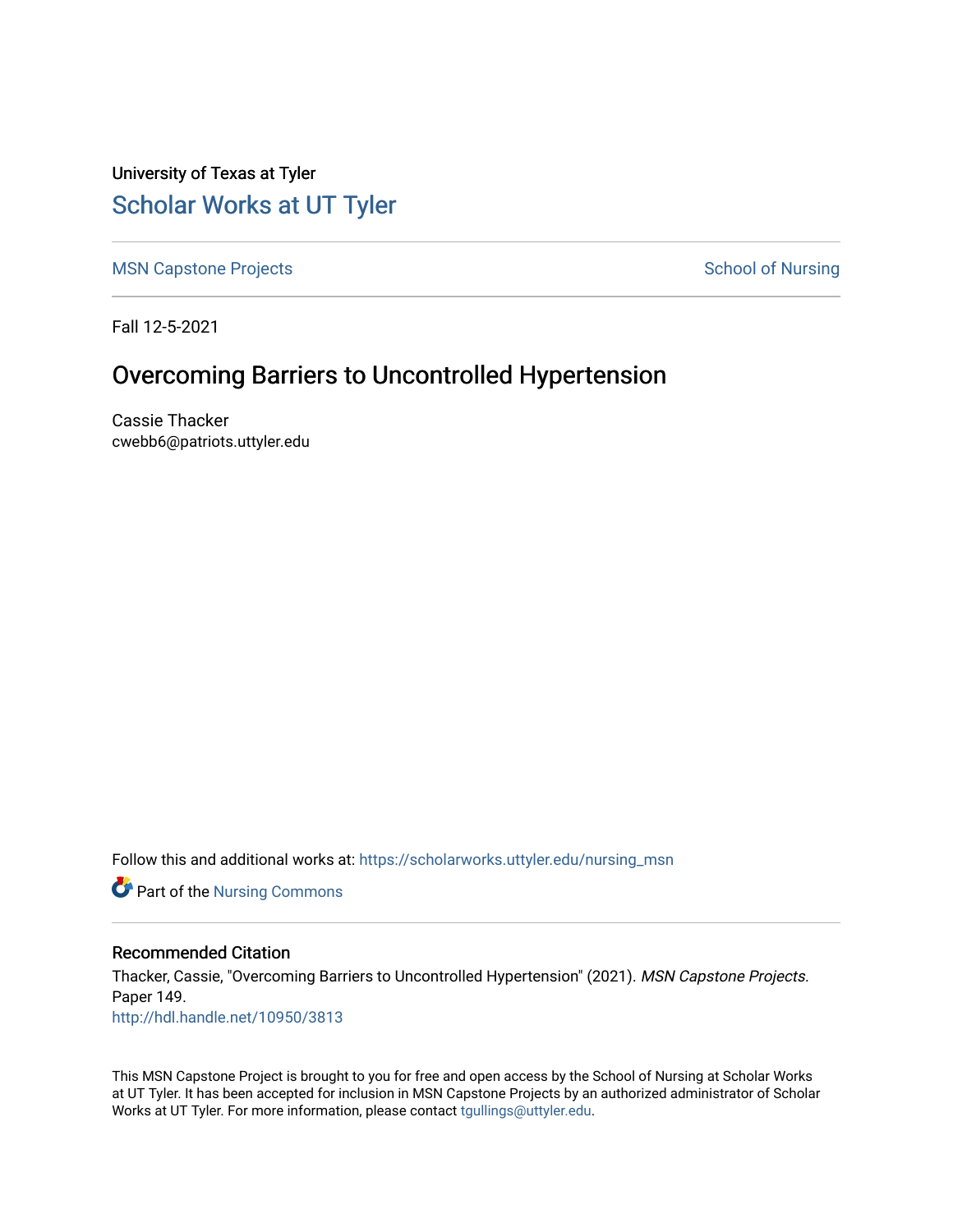University of Texas at Tyler

# Scholar Works at UT Tyler

MSN Capstone Projects

School of Nursing

Fall 12-5-2021

## Overcoming Barriers to Uncontrolled Hypertension

Cassie Thacker
cwebb6@patriots.uttyler.edu

Follow this and additional works at: https://scholarworks.uttyler.edu/nursing_msn

Part of the Nursing Commons

### Recommended Citation

Thacker, Cassie, "Overcoming Barriers to Uncontrolled Hypertension" (2021). *MSN Capstone Projects.* Paper 149.
http://hdl.handle.net/10950/3813

This MSN Capstone Project is brought to you for free and open access by the School of Nursing at Scholar Works at UT Tyler. It has been accepted for inclusion in MSN Capstone Projects by an authorized administrator of Scholar Works at UT Tyler. For more information, please contact tgullings@uttyler.edu.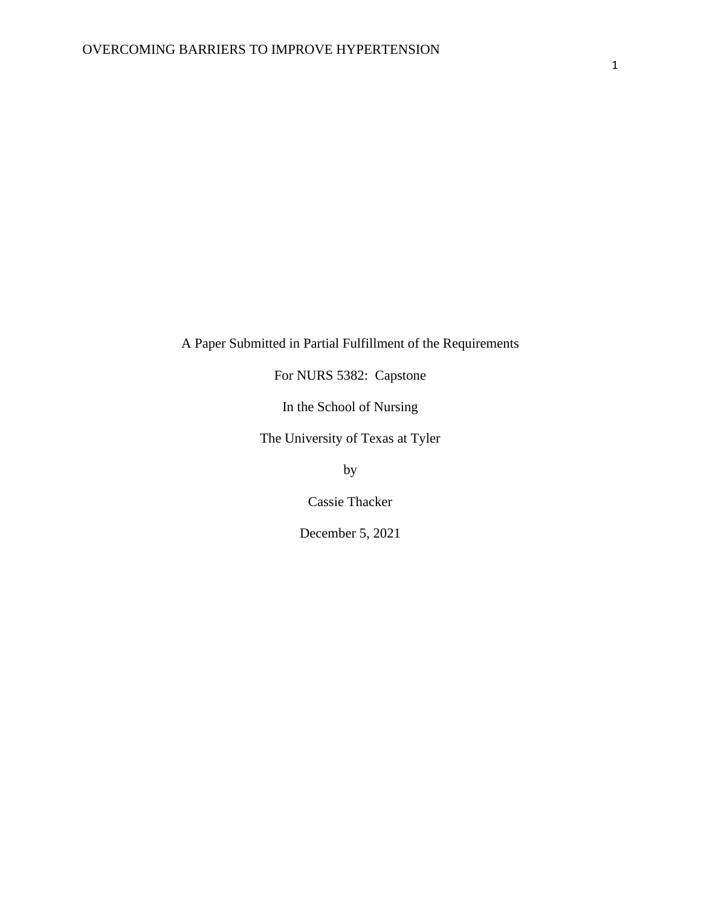A Paper Submitted in Partial Fulfillment of the Requirements

For NURS 5382: Capstone

In the School of Nursing

The University of Texas at Tyler

by

Cassie Thacker

December 5, 2021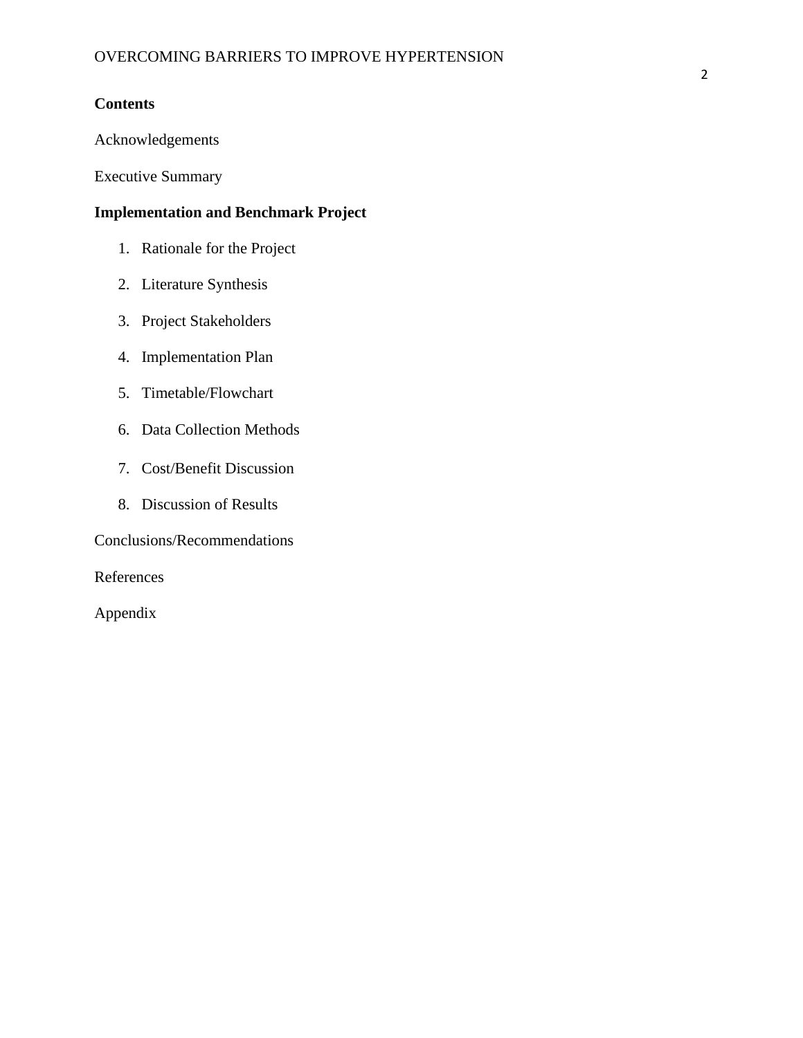**Contents**

Acknowledgements

Executive Summary

**Implementation and Benchmark Project**

1. Rationale for the Project
2. Literature Synthesis
3. Project Stakeholders
4. Implementation Plan
5. Timetable/Flowchart
6. Data Collection Methods
7. Cost/Benefit Discussion
8. Discussion of Results

Conclusions/Recommendations

References

Appendix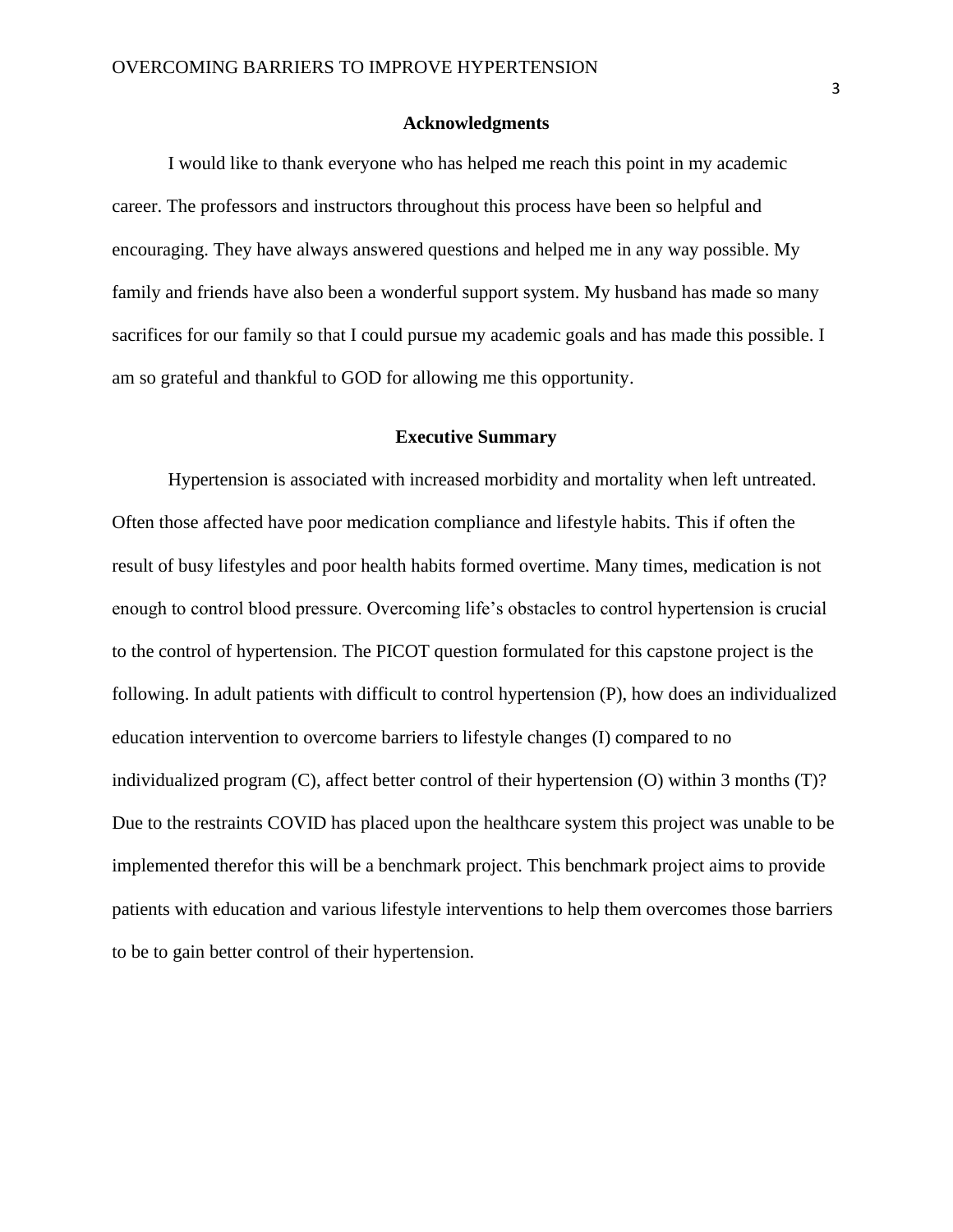## Acknowledgments

I would like to thank everyone who has helped me reach this point in my academic career. The professors and instructors throughout this process have been so helpful and encouraging. They have always answered questions and helped me in any way possible. My family and friends have also been a wonderful support system. My husband has made so many sacrifices for our family so that I could pursue my academic goals and has made this possible. I am so grateful and thankful to GOD for allowing me this opportunity.

## Executive Summary

Hypertension is associated with increased morbidity and mortality when left untreated. Often those affected have poor medication compliance and lifestyle habits. This if often the result of busy lifestyles and poor health habits formed overtime. Many times, medication is not enough to control blood pressure. Overcoming life's obstacles to control hypertension is crucial to the control of hypertension. The PICOT question formulated for this capstone project is the following. In adult patients with difficult to control hypertension (P), how does an individualized education intervention to overcome barriers to lifestyle changes (I) compared to no individualized program (C), affect better control of their hypertension (O) within 3 months (T)? Due to the restraints COVID has placed upon the healthcare system this project was unable to be implemented therefor this will be a benchmark project. This benchmark project aims to provide patients with education and various lifestyle interventions to help them overcomes those barriers to be to gain better control of their hypertension.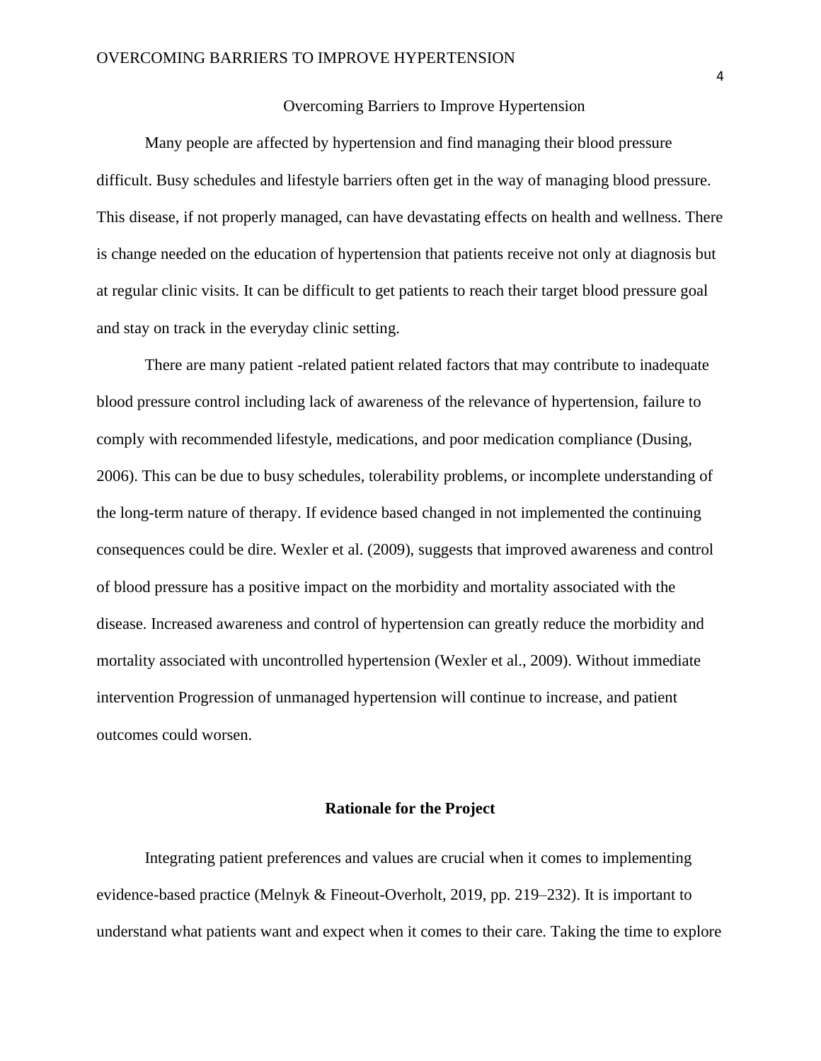# Overcoming Barriers to Improve Hypertension

Many people are affected by hypertension and find managing their blood pressure difficult. Busy schedules and lifestyle barriers often get in the way of managing blood pressure. This disease, if not properly managed, can have devastating effects on health and wellness. There is change needed on the education of hypertension that patients receive not only at diagnosis but at regular clinic visits. It can be difficult to get patients to reach their target blood pressure goal and stay on track in the everyday clinic setting.

There are many patient -related patient related factors that may contribute to inadequate blood pressure control including lack of awareness of the relevance of hypertension, failure to comply with recommended lifestyle, medications, and poor medication compliance (Dusing, 2006). This can be due to busy schedules, tolerability problems, or incomplete understanding of the long-term nature of therapy. If evidence based changed in not implemented the continuing consequences could be dire. Wexler et al. (2009), suggests that improved awareness and control of blood pressure has a positive impact on the morbidity and mortality associated with the disease. Increased awareness and control of hypertension can greatly reduce the morbidity and mortality associated with uncontrolled hypertension (Wexler et al., 2009). Without immediate intervention Progression of unmanaged hypertension will continue to increase, and patient outcomes could worsen.

## Rationale for the Project

Integrating patient preferences and values are crucial when it comes to implementing evidence-based practice (Melnyk & Fineout-Overholt, 2019, pp. 219–232). It is important to understand what patients want and expect when it comes to their care. Taking the time to explore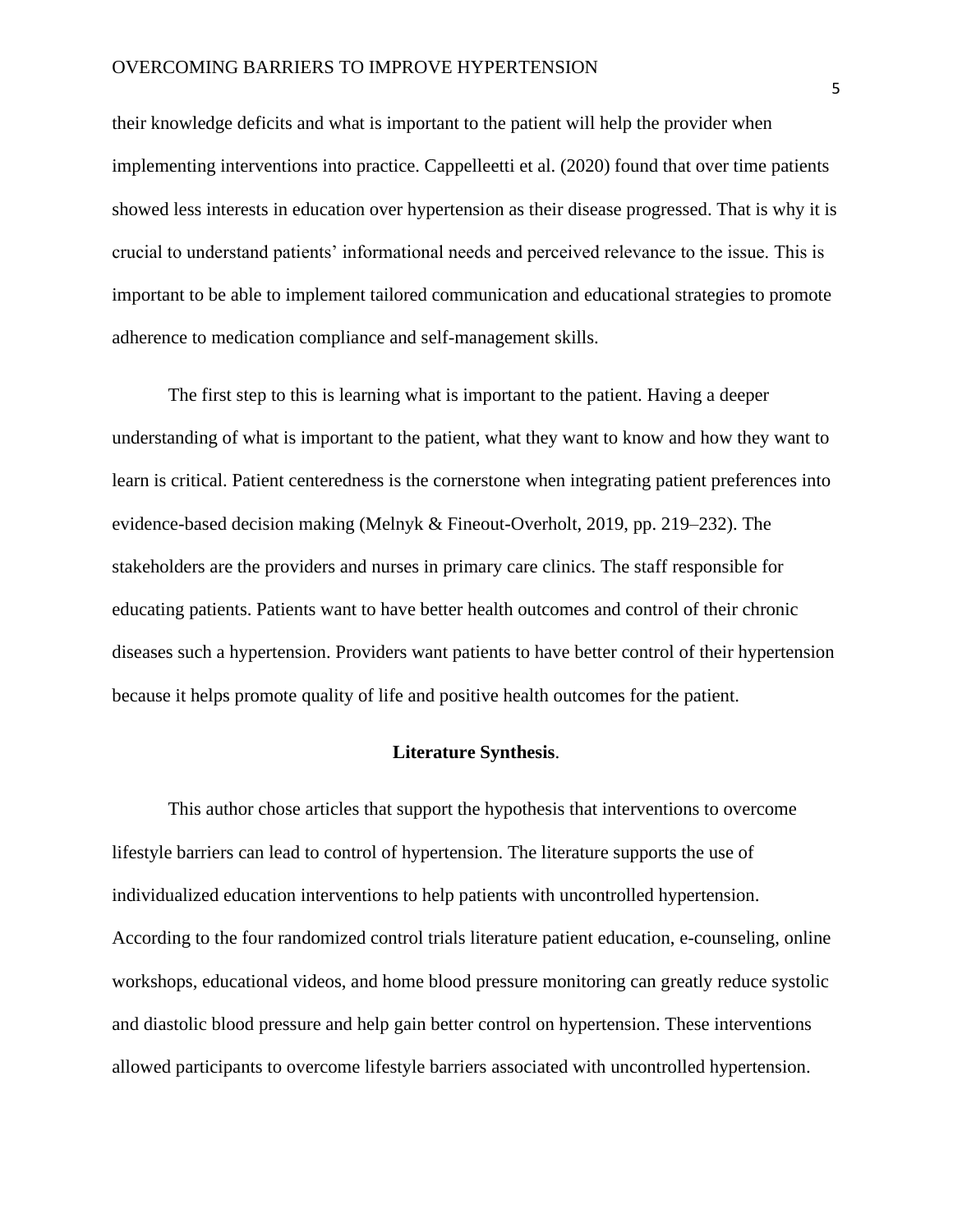their knowledge deficits and what is important to the patient will help the provider when implementing interventions into practice. Cappelleetti et al. (2020) found that over time patients showed less interests in education over hypertension as their disease progressed. That is why it is crucial to understand patients' informational needs and perceived relevance to the issue. This is important to be able to implement tailored communication and educational strategies to promote adherence to medication compliance and self-management skills.

The first step to this is learning what is important to the patient. Having a deeper understanding of what is important to the patient, what they want to know and how they want to learn is critical. Patient centeredness is the cornerstone when integrating patient preferences into evidence-based decision making (Melnyk & Fineout-Overholt, 2019, pp. 219–232). The stakeholders are the providers and nurses in primary care clinics. The staff responsible for educating patients. Patients want to have better health outcomes and control of their chronic diseases such a hypertension. Providers want patients to have better control of their hypertension because it helps promote quality of life and positive health outcomes for the patient.

## **Literature Synthesis**.

This author chose articles that support the hypothesis that interventions to overcome lifestyle barriers can lead to control of hypertension. The literature supports the use of individualized education interventions to help patients with uncontrolled hypertension. According to the four randomized control trials literature patient education, e-counseling, online workshops, educational videos, and home blood pressure monitoring can greatly reduce systolic and diastolic blood pressure and help gain better control on hypertension. These interventions allowed participants to overcome lifestyle barriers associated with uncontrolled hypertension.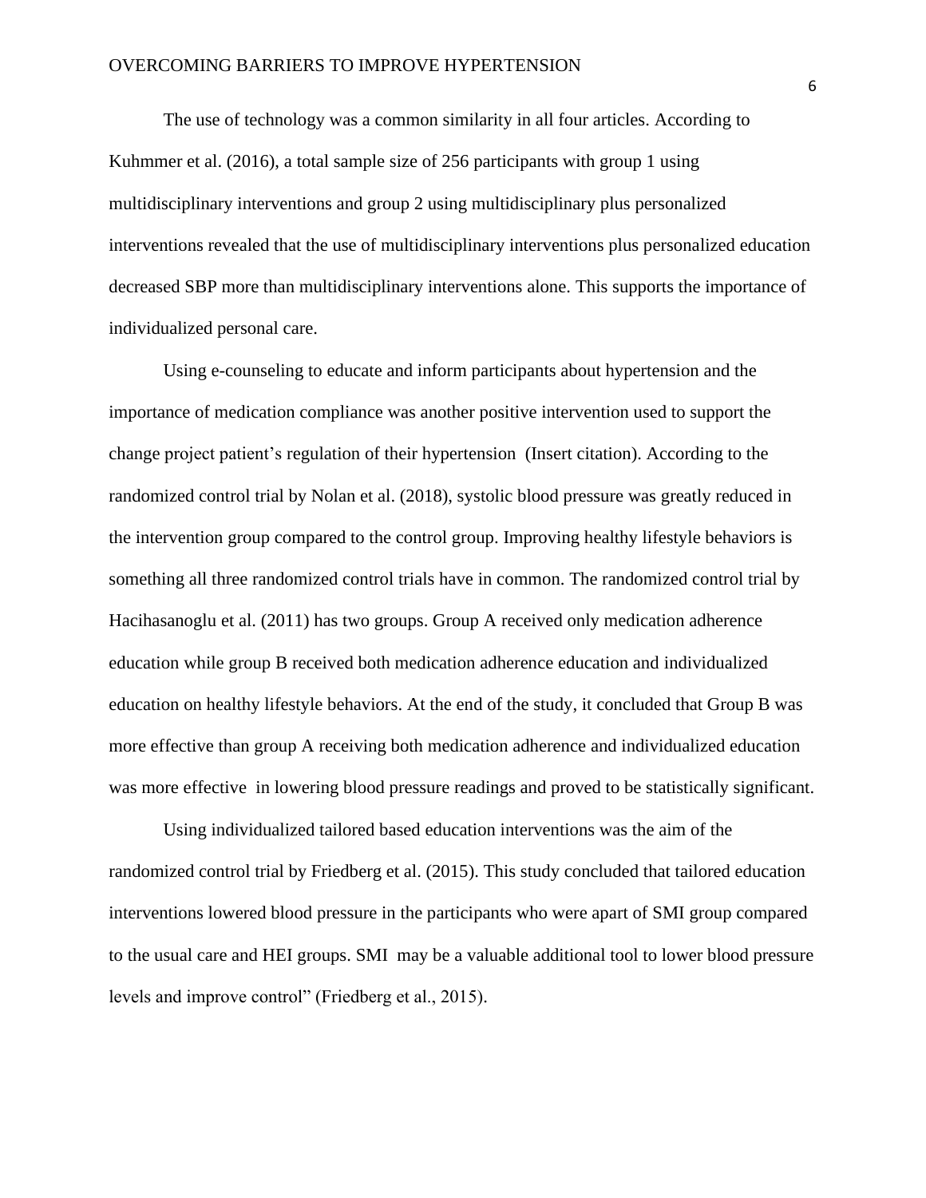The use of technology was a common similarity in all four articles. According to Kuhmmer et al. (2016), a total sample size of 256 participants with group 1 using multidisciplinary interventions and group 2 using multidisciplinary plus personalized interventions revealed that the use of multidisciplinary interventions plus personalized education decreased SBP more than multidisciplinary interventions alone. This supports the importance of individualized personal care.

Using e-counseling to educate and inform participants about hypertension and the importance of medication compliance was another positive intervention used to support the change project patient's regulation of their hypertension  (Insert citation). According to the randomized control trial by Nolan et al. (2018), systolic blood pressure was greatly reduced in the intervention group compared to the control group. Improving healthy lifestyle behaviors is something all three randomized control trials have in common. The randomized control trial by Hacihasanoglu et al. (2011) has two groups. Group A received only medication adherence education while group B received both medication adherence education and individualized education on healthy lifestyle behaviors. At the end of the study, it concluded that Group B was more effective than group A receiving both medication adherence and individualized education was more effective  in lowering blood pressure readings and proved to be statistically significant.

Using individualized tailored based education interventions was the aim of the randomized control trial by Friedberg et al. (2015). This study concluded that tailored education interventions lowered blood pressure in the participants who were apart of SMI group compared to the usual care and HEI groups. SMI  may be a valuable additional tool to lower blood pressure levels and improve control" (Friedberg et al., 2015).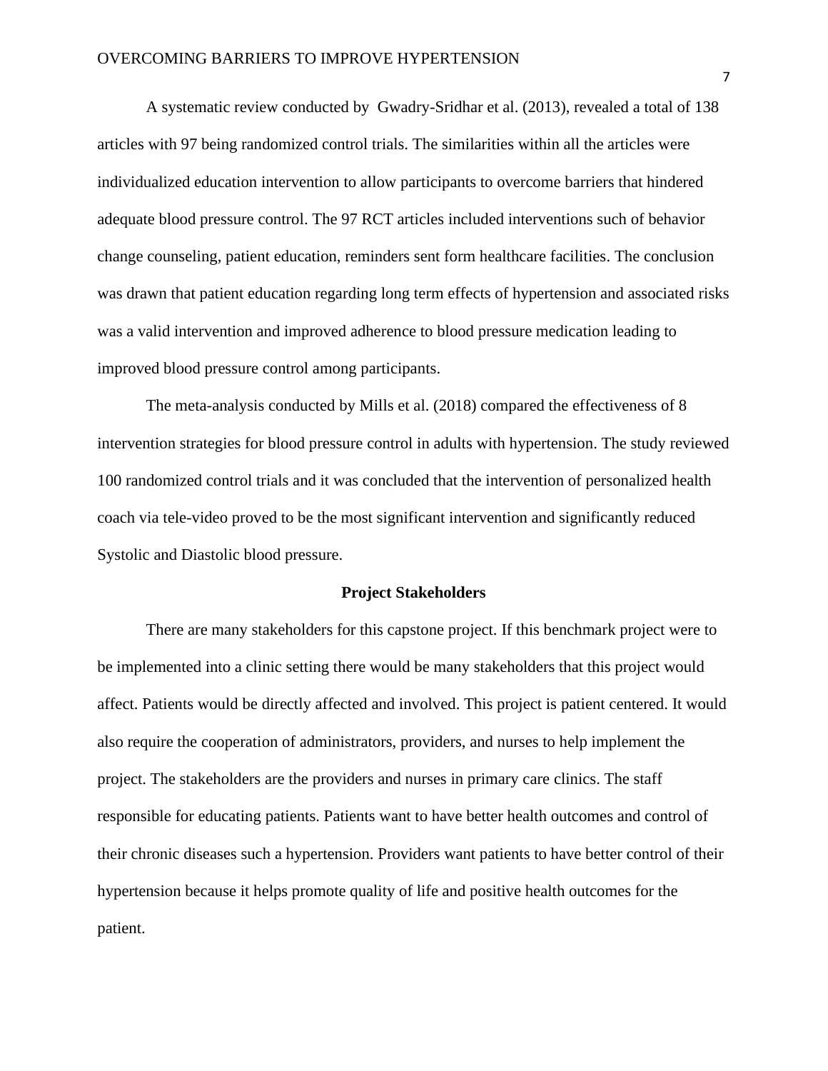A systematic review conducted by  Gwadry-Sridhar et al. (2013), revealed a total of 138 articles with 97 being randomized control trials. The similarities within all the articles were individualized education intervention to allow participants to overcome barriers that hindered adequate blood pressure control. The 97 RCT articles included interventions such of behavior change counseling, patient education, reminders sent form healthcare facilities. The conclusion was drawn that patient education regarding long term effects of hypertension and associated risks was a valid intervention and improved adherence to blood pressure medication leading to improved blood pressure control among participants.

The meta-analysis conducted by Mills et al. (2018) compared the effectiveness of 8 intervention strategies for blood pressure control in adults with hypertension. The study reviewed 100 randomized control trials and it was concluded that the intervention of personalized health coach via tele-video proved to be the most significant intervention and significantly reduced Systolic and Diastolic blood pressure.

## Project Stakeholders

There are many stakeholders for this capstone project. If this benchmark project were to be implemented into a clinic setting there would be many stakeholders that this project would affect. Patients would be directly affected and involved. This project is patient centered. It would also require the cooperation of administrators, providers, and nurses to help implement the project. The stakeholders are the providers and nurses in primary care clinics. The staff responsible for educating patients. Patients want to have better health outcomes and control of their chronic diseases such a hypertension. Providers want patients to have better control of their hypertension because it helps promote quality of life and positive health outcomes for the patient.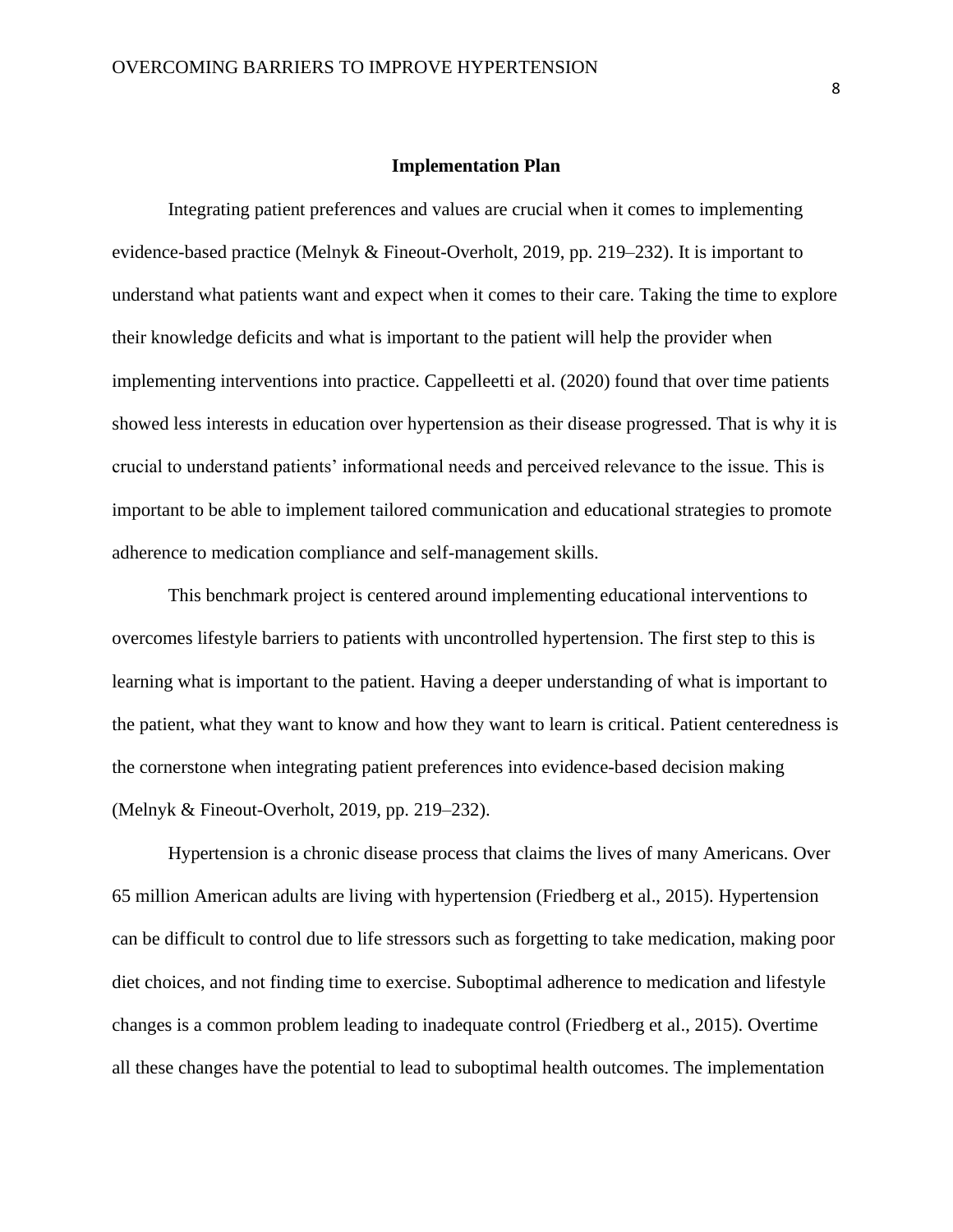## Implementation Plan

Integrating patient preferences and values are crucial when it comes to implementing evidence-based practice (Melnyk & Fineout-Overholt, 2019, pp. 219–232). It is important to understand what patients want and expect when it comes to their care. Taking the time to explore their knowledge deficits and what is important to the patient will help the provider when implementing interventions into practice. Cappelleetti et al. (2020) found that over time patients showed less interests in education over hypertension as their disease progressed. That is why it is crucial to understand patients' informational needs and perceived relevance to the issue. This is important to be able to implement tailored communication and educational strategies to promote adherence to medication compliance and self-management skills.

This benchmark project is centered around implementing educational interventions to overcomes lifestyle barriers to patients with uncontrolled hypertension. The first step to this is learning what is important to the patient. Having a deeper understanding of what is important to the patient, what they want to know and how they want to learn is critical. Patient centeredness is the cornerstone when integrating patient preferences into evidence-based decision making (Melnyk & Fineout-Overholt, 2019, pp. 219–232).

Hypertension is a chronic disease process that claims the lives of many Americans. Over 65 million American adults are living with hypertension (Friedberg et al., 2015). Hypertension can be difficult to control due to life stressors such as forgetting to take medication, making poor diet choices, and not finding time to exercise. Suboptimal adherence to medication and lifestyle changes is a common problem leading to inadequate control (Friedberg et al., 2015). Overtime all these changes have the potential to lead to suboptimal health outcomes. The implementation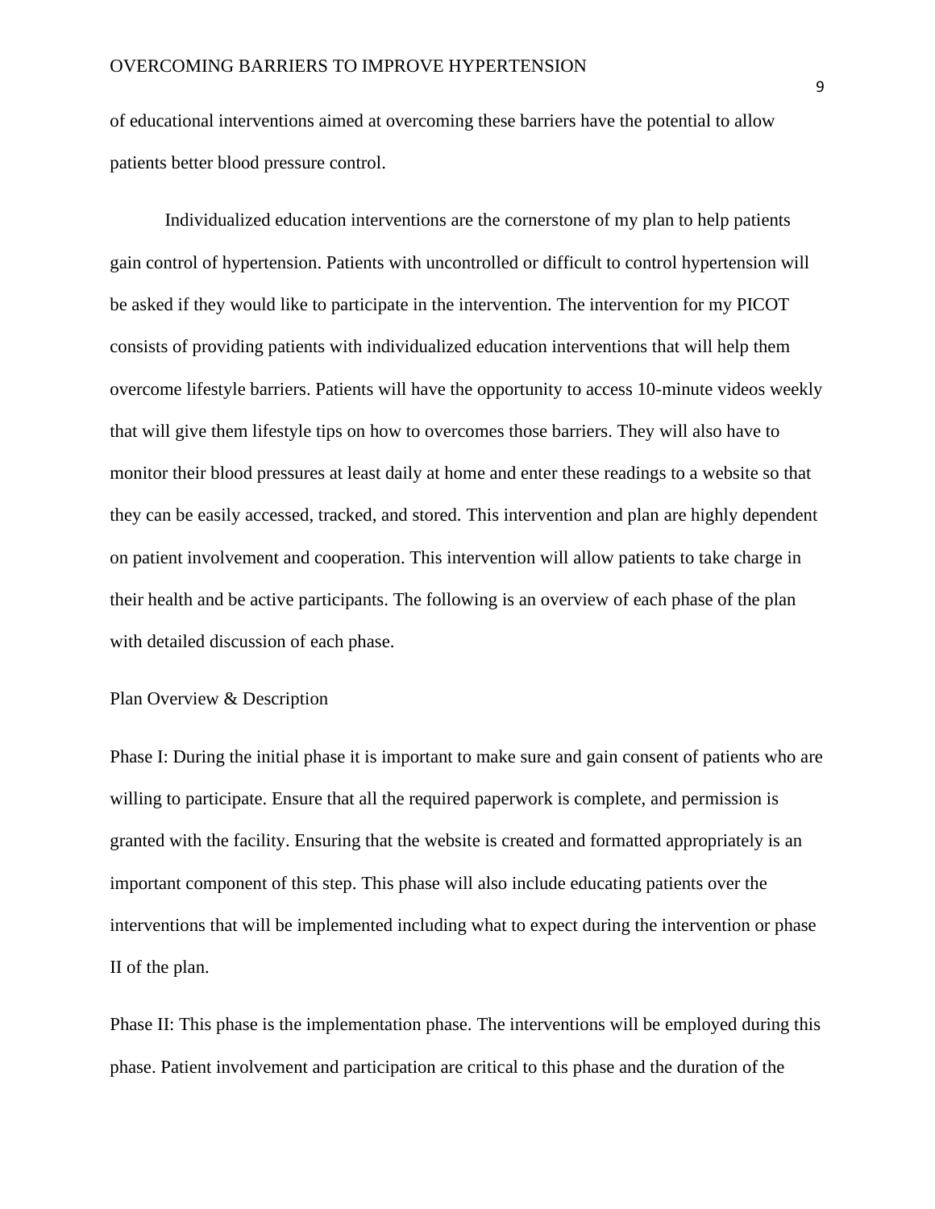of educational interventions aimed at overcoming these barriers have the potential to allow patients better blood pressure control.

Individualized education interventions are the cornerstone of my plan to help patients gain control of hypertension. Patients with uncontrolled or difficult to control hypertension will be asked if they would like to participate in the intervention. The intervention for my PICOT consists of providing patients with individualized education interventions that will help them overcome lifestyle barriers. Patients will have the opportunity to access 10-minute videos weekly that will give them lifestyle tips on how to overcomes those barriers. They will also have to monitor their blood pressures at least daily at home and enter these readings to a website so that they can be easily accessed, tracked, and stored. This intervention and plan are highly dependent on patient involvement and cooperation. This intervention will allow patients to take charge in their health and be active participants. The following is an overview of each phase of the plan with detailed discussion of each phase.

## Plan Overview & Description

Phase I: During the initial phase it is important to make sure and gain consent of patients who are willing to participate. Ensure that all the required paperwork is complete, and permission is granted with the facility. Ensuring that the website is created and formatted appropriately is an important component of this step. This phase will also include educating patients over the interventions that will be implemented including what to expect during the intervention or phase II of the plan.

Phase II: This phase is the implementation phase. The interventions will be employed during this phase. Patient involvement and participation are critical to this phase and the duration of the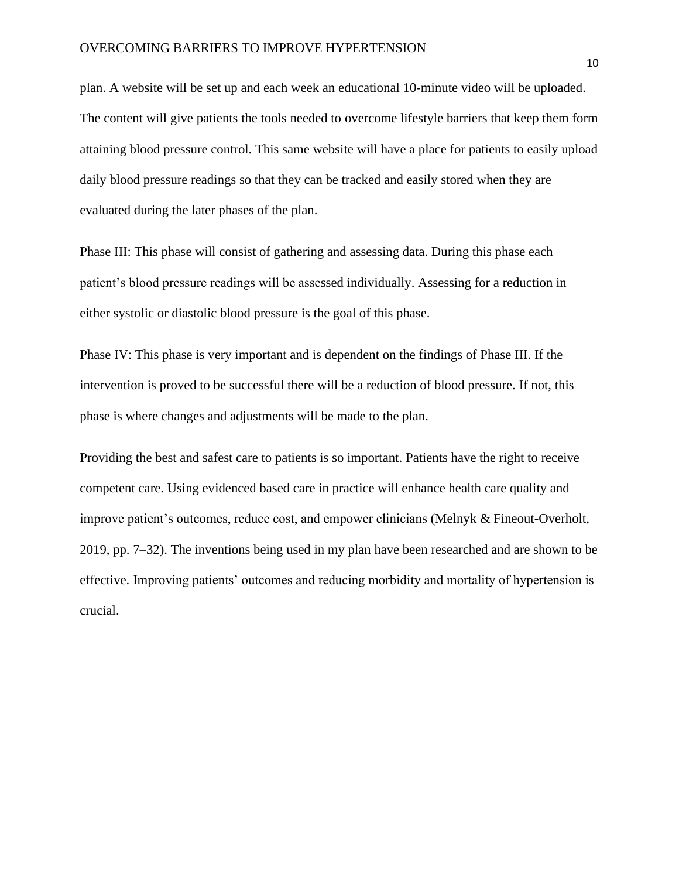plan. A website will be set up and each week an educational 10-minute video will be uploaded. The content will give patients the tools needed to overcome lifestyle barriers that keep them form attaining blood pressure control. This same website will have a place for patients to easily upload daily blood pressure readings so that they can be tracked and easily stored when they are evaluated during the later phases of the plan.

Phase III: This phase will consist of gathering and assessing data. During this phase each patient's blood pressure readings will be assessed individually. Assessing for a reduction in either systolic or diastolic blood pressure is the goal of this phase.

Phase IV: This phase is very important and is dependent on the findings of Phase III. If the intervention is proved to be successful there will be a reduction of blood pressure. If not, this phase is where changes and adjustments will be made to the plan.

Providing the best and safest care to patients is so important. Patients have the right to receive competent care. Using evidenced based care in practice will enhance health care quality and improve patient's outcomes, reduce cost, and empower clinicians (Melnyk & Fineout-Overholt, 2019, pp. 7–32). The inventions being used in my plan have been researched and are shown to be effective. Improving patients' outcomes and reducing morbidity and mortality of hypertension is crucial.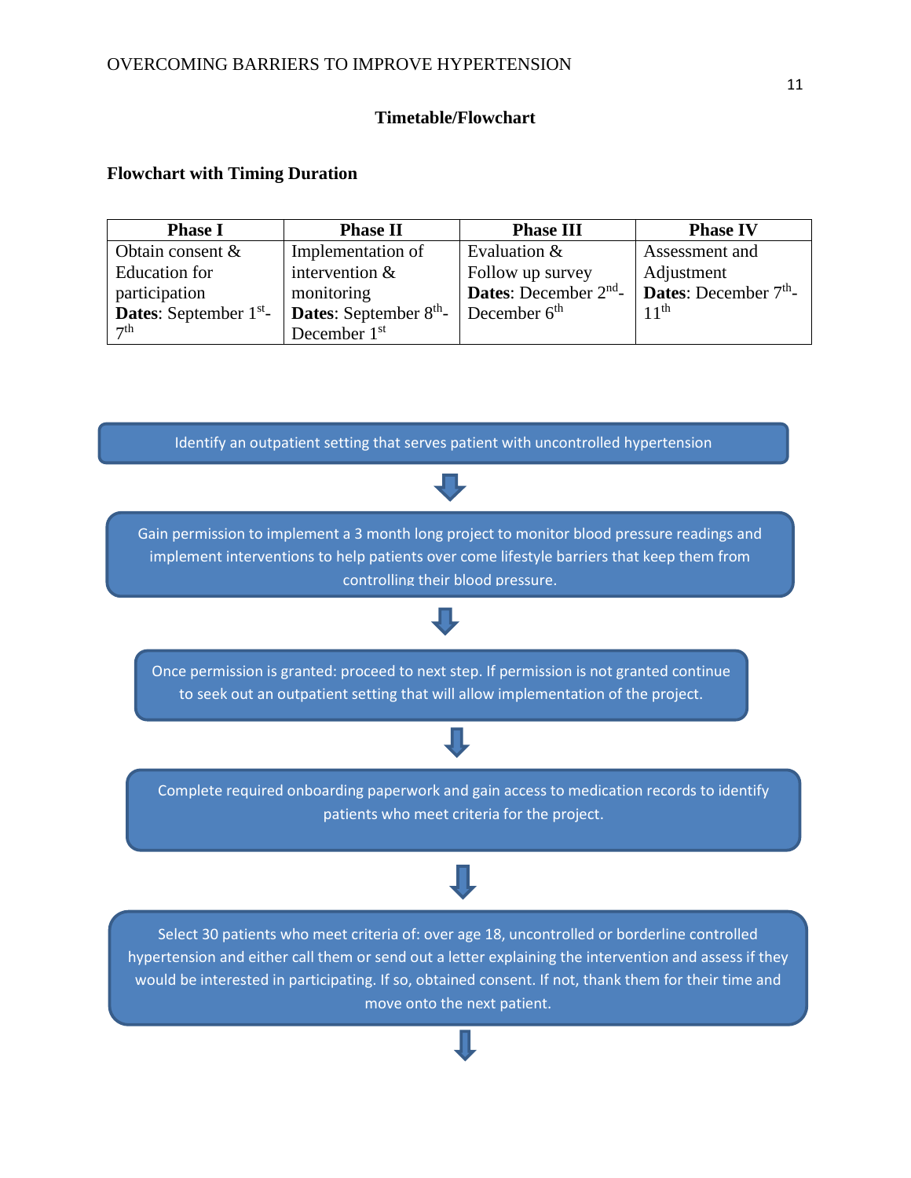**Timetable/Flowchart**

**Flowchart with Timing Duration**

| Phase I | Phase II | Phase III | Phase IV |
|---|---|---|---|
| Obtain consent & Education for participation **Dates**: September 1st- 7th | Implementation of intervention & monitoring **Dates**: September 8th- December 1st | Evaluation & Follow up survey **Dates**: December 2nd- December 6th | Assessment and Adjustment **Dates**: December 7th- 11th |

Identify an outpatient setting that serves patient with uncontrolled hypertension

↓

Gain permission to implement a 3 month long project to monitor blood pressure readings and implement interventions to help patients over come lifestyle barriers that keep them from controlling their blood pressure.

↓

Once permission is granted: proceed to next step. If permission is not granted continue to seek out an outpatient setting that will allow implementation of the project.

↓

Complete required onboarding paperwork and gain access to medication records to identify patients who meet criteria for the project.

↓

Select 30 patients who meet criteria of: over age 18, uncontrolled or borderline controlled hypertension and either call them or send out a letter explaining the intervention and assess if they would be interested in participating. If so, obtained consent. If not, thank them for their time and move onto the next patient.

↓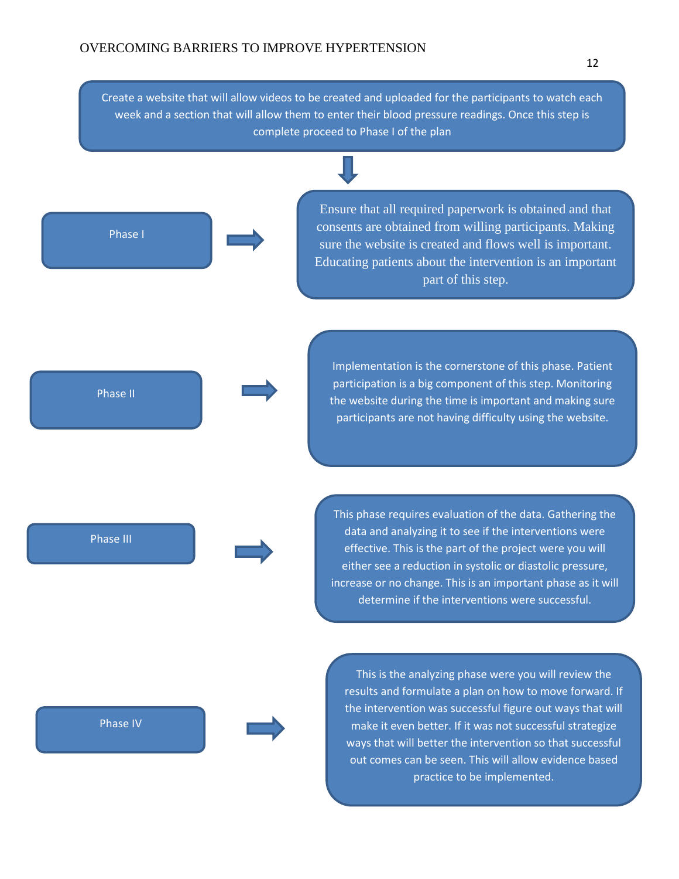Create a website that will allow videos to be created and uploaded for the participants to watch each week and a section that will allow them to enter their blood pressure readings. Once this step is complete proceed to Phase I of the plan

**Phase I** → Ensure that all required paperwork is obtained and that consents are obtained from willing participants. Making sure the website is created and flows well is important. Educating patients about the intervention is an important part of this step.

**Phase II** → Implementation is the cornerstone of this phase. Patient participation is a big component of this step. Monitoring the website during the time is important and making sure participants are not having difficulty using the website.

**Phase III** → This phase requires evaluation of the data. Gathering the data and analyzing it to see if the interventions were effective. This is the part of the project were you will either see a reduction in systolic or diastolic pressure, increase or no change. This is an important phase as it will determine if the interventions were successful.

**Phase IV** → This is the analyzing phase were you will review the results and formulate a plan on how to move forward. If the intervention was successful figure out ways that will make it even better. If it was not successful strategize ways that will better the intervention so that successful out comes can be seen. This will allow evidence based practice to be implemented.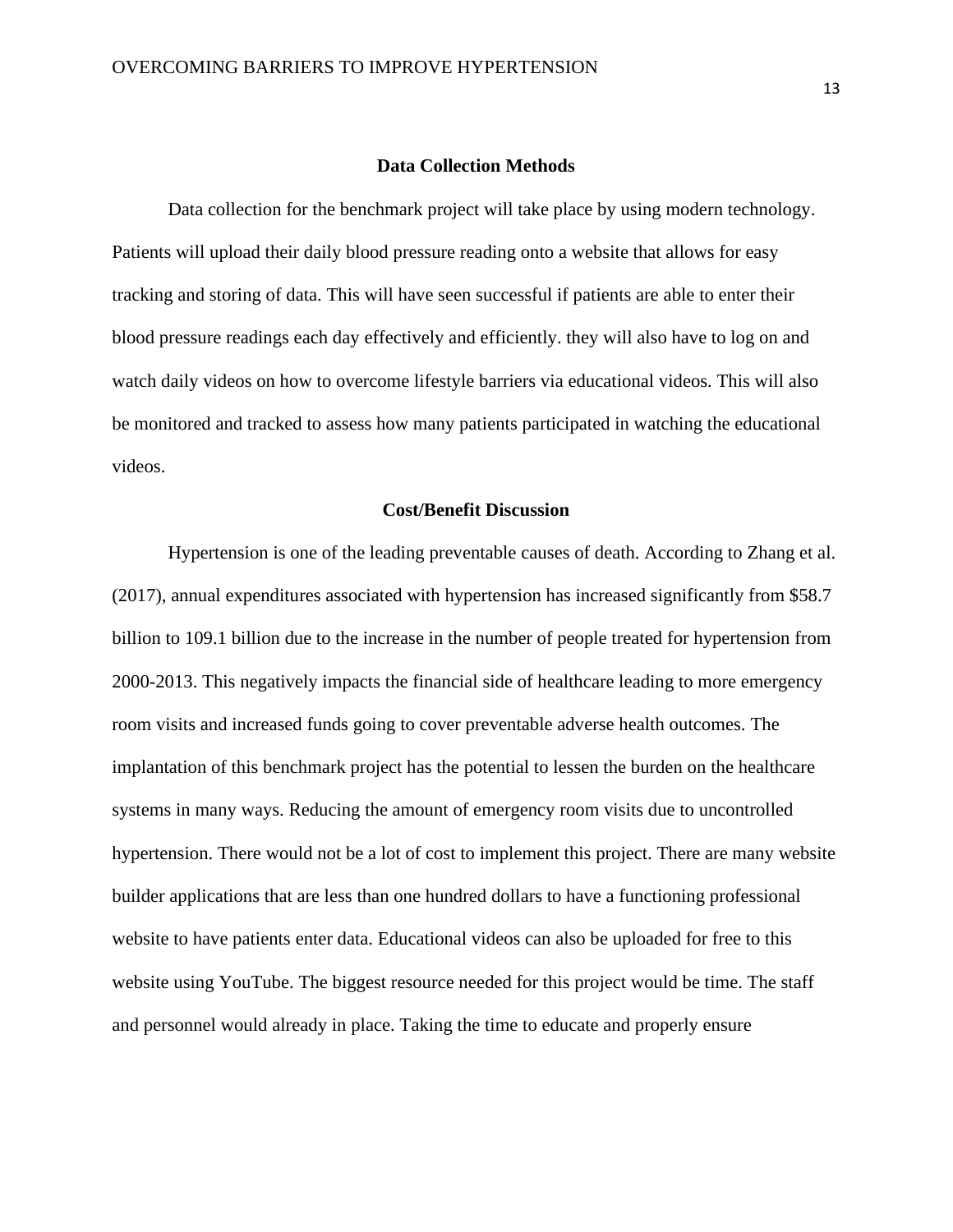## Data Collection Methods

Data collection for the benchmark project will take place by using modern technology. Patients will upload their daily blood pressure reading onto a website that allows for easy tracking and storing of data. This will have seen successful if patients are able to enter their blood pressure readings each day effectively and efficiently. they will also have to log on and watch daily videos on how to overcome lifestyle barriers via educational videos. This will also be monitored and tracked to assess how many patients participated in watching the educational videos.

## Cost/Benefit Discussion

Hypertension is one of the leading preventable causes of death. According to Zhang et al. (2017), annual expenditures associated with hypertension has increased significantly from $58.7 billion to 109.1 billion due to the increase in the number of people treated for hypertension from 2000-2013. This negatively impacts the financial side of healthcare leading to more emergency room visits and increased funds going to cover preventable adverse health outcomes. The implantation of this benchmark project has the potential to lessen the burden on the healthcare systems in many ways. Reducing the amount of emergency room visits due to uncontrolled hypertension. There would not be a lot of cost to implement this project. There are many website builder applications that are less than one hundred dollars to have a functioning professional website to have patients enter data. Educational videos can also be uploaded for free to this website using YouTube. The biggest resource needed for this project would be time. The staff and personnel would already in place. Taking the time to educate and properly ensure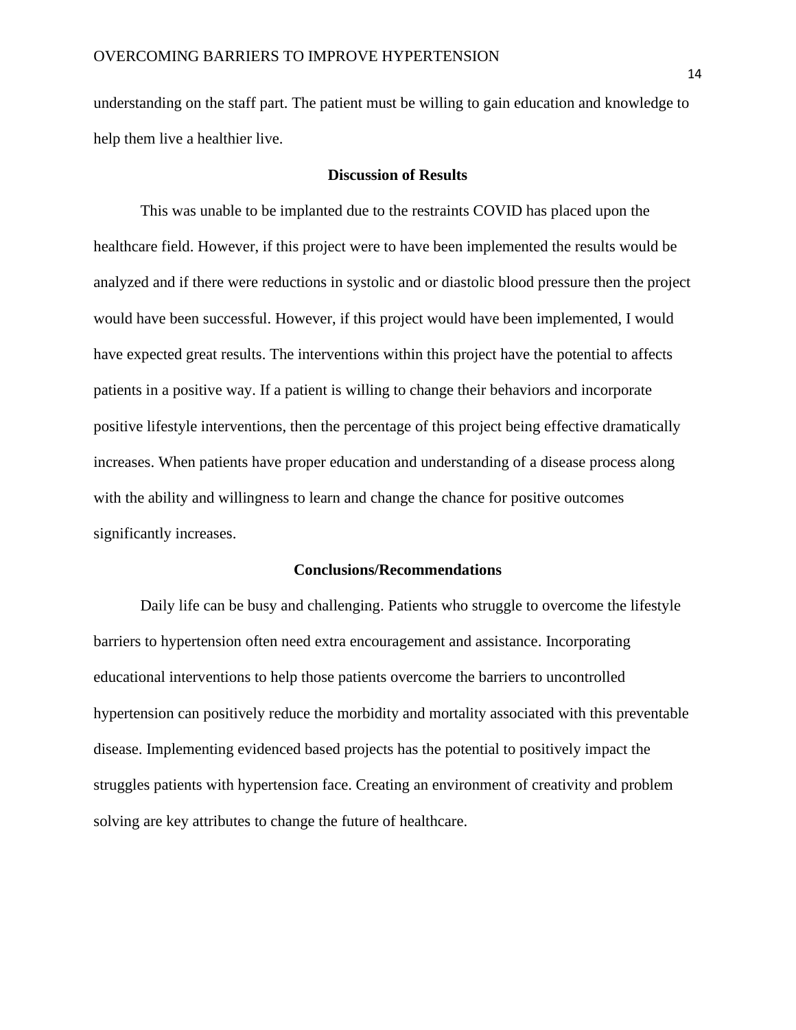understanding on the staff part. The patient must be willing to gain education and knowledge to help them live a healthier live.

## Discussion of Results

This was unable to be implanted due to the restraints COVID has placed upon the healthcare field. However, if this project were to have been implemented the results would be analyzed and if there were reductions in systolic and or diastolic blood pressure then the project would have been successful. However, if this project would have been implemented, I would have expected great results. The interventions within this project have the potential to affects patients in a positive way. If a patient is willing to change their behaviors and incorporate positive lifestyle interventions, then the percentage of this project being effective dramatically increases. When patients have proper education and understanding of a disease process along with the ability and willingness to learn and change the chance for positive outcomes significantly increases.

## Conclusions/Recommendations

Daily life can be busy and challenging. Patients who struggle to overcome the lifestyle barriers to hypertension often need extra encouragement and assistance. Incorporating educational interventions to help those patients overcome the barriers to uncontrolled hypertension can positively reduce the morbidity and mortality associated with this preventable disease. Implementing evidenced based projects has the potential to positively impact the struggles patients with hypertension face. Creating an environment of creativity and problem solving are key attributes to change the future of healthcare.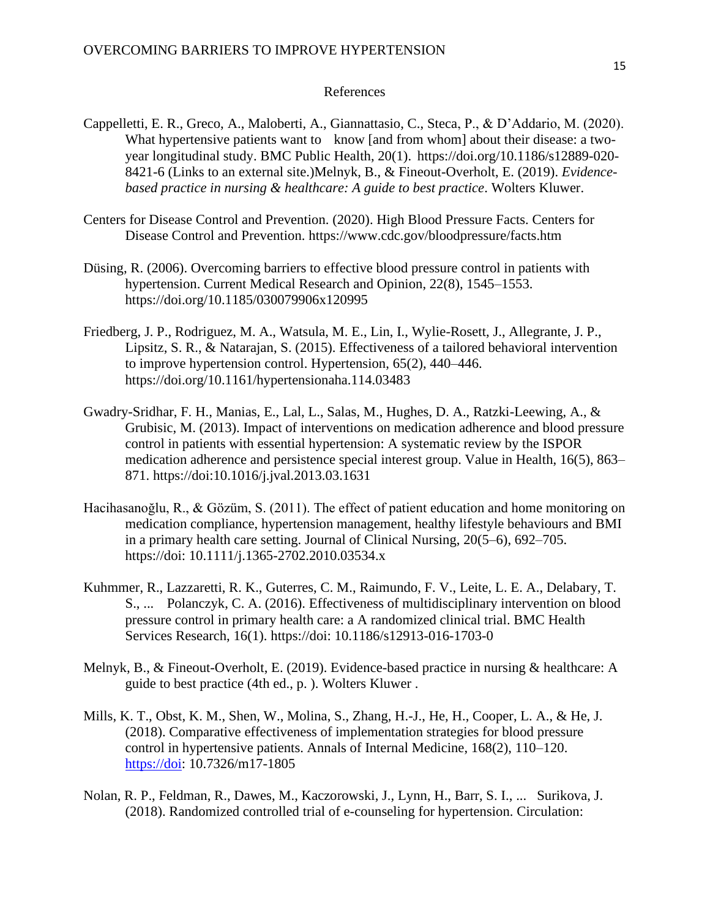References

Cappelletti, E. R., Greco, A., Maloberti, A., Giannattasio, C., Steca, P., & D'Addario, M. (2020). What hypertensive patients want to   know [and from whom] about their disease: a two-year longitudinal study. BMC Public Health, 20(1).  https://doi.org/10.1186/s12889-020-8421-6 (Links to an external site.)Melnyk, B., & Fineout-Overholt, E. (2019). *Evidence-based practice in nursing & healthcare: A guide to best practice*. Wolters Kluwer.

Centers for Disease Control and Prevention. (2020). High Blood Pressure Facts. Centers for Disease Control and Prevention. https://www.cdc.gov/bloodpressure/facts.htm

Düsing, R. (2006). Overcoming barriers to effective blood pressure control in patients with hypertension. Current Medical Research and Opinion, 22(8), 1545–1553. https://doi.org/10.1185/030079906x120995

Friedberg, J. P., Rodriguez, M. A., Watsula, M. E., Lin, I., Wylie-Rosett, J., Allegrante, J. P., Lipsitz, S. R., & Natarajan, S. (2015). Effectiveness of a tailored behavioral intervention to improve hypertension control. Hypertension, 65(2), 440–446. https://doi.org/10.1161/hypertensionaha.114.03483

Gwadry-Sridhar, F. H., Manias, E., Lal, L., Salas, M., Hughes, D. A., Ratzki-Leewing, A., & Grubisic, M. (2013). Impact of interventions on medication adherence and blood pressure control in patients with essential hypertension: A systematic review by the ISPOR medication adherence and persistence special interest group. Value in Health, 16(5), 863–871. https://doi:10.1016/j.jval.2013.03.1631

Hacihasanoğlu, R., & Gözüm, S. (2011). The effect of patient education and home monitoring on medication compliance, hypertension management, healthy lifestyle behaviours and BMI in a primary health care setting. Journal of Clinical Nursing, 20(5–6), 692–705. https://doi: 10.1111/j.1365-2702.2010.03534.x

Kuhmmer, R., Lazzaretti, R. K., Guterres, C. M., Raimundo, F. V., Leite, L. E. A., Delabary, T. S., ...   Polanczyk, C. A. (2016). Effectiveness of multidisciplinary intervention on blood pressure control in primary health care: a A randomized clinical trial. BMC Health Services Research, 16(1). https://doi: 10.1186/s12913-016-1703-0

Melnyk, B., & Fineout-Overholt, E. (2019). Evidence-based practice in nursing & healthcare: A guide to best practice (4th ed., p. ). Wolters Kluwer .

Mills, K. T., Obst, K. M., Shen, W., Molina, S., Zhang, H.-J., He, H., Cooper, L. A., & He, J. (2018). Comparative effectiveness of implementation strategies for blood pressure control in hypertensive patients. Annals of Internal Medicine, 168(2), 110–120. https://doi: 10.7326/m17-1805

Nolan, R. P., Feldman, R., Dawes, M., Kaczorowski, J., Lynn, H., Barr, S. I., ...   Surikova, J. (2018). Randomized controlled trial of e-counseling for hypertension. Circulation: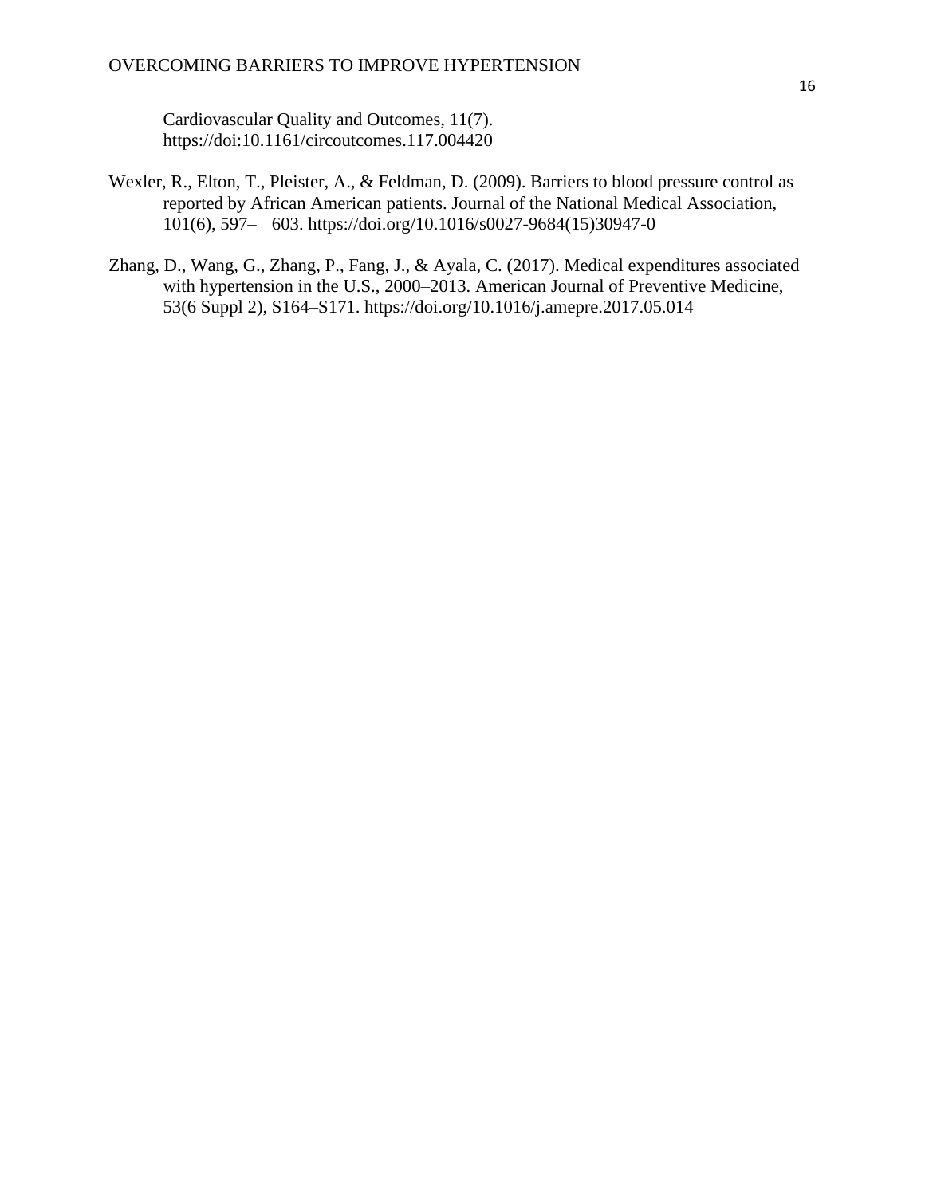Cardiovascular Quality and Outcomes, 11(7). https://doi:10.1161/circoutcomes.117.004420

Wexler, R., Elton, T., Pleister, A., & Feldman, D. (2009). Barriers to blood pressure control as reported by African American patients. Journal of the National Medical Association, 101(6), 597– 603. https://doi.org/10.1016/s0027-9684(15)30947-0

Zhang, D., Wang, G., Zhang, P., Fang, J., & Ayala, C. (2017). Medical expenditures associated with hypertension in the U.S., 2000–2013. American Journal of Preventive Medicine, 53(6 Suppl 2), S164–S171. https://doi.org/10.1016/j.amepre.2017.05.014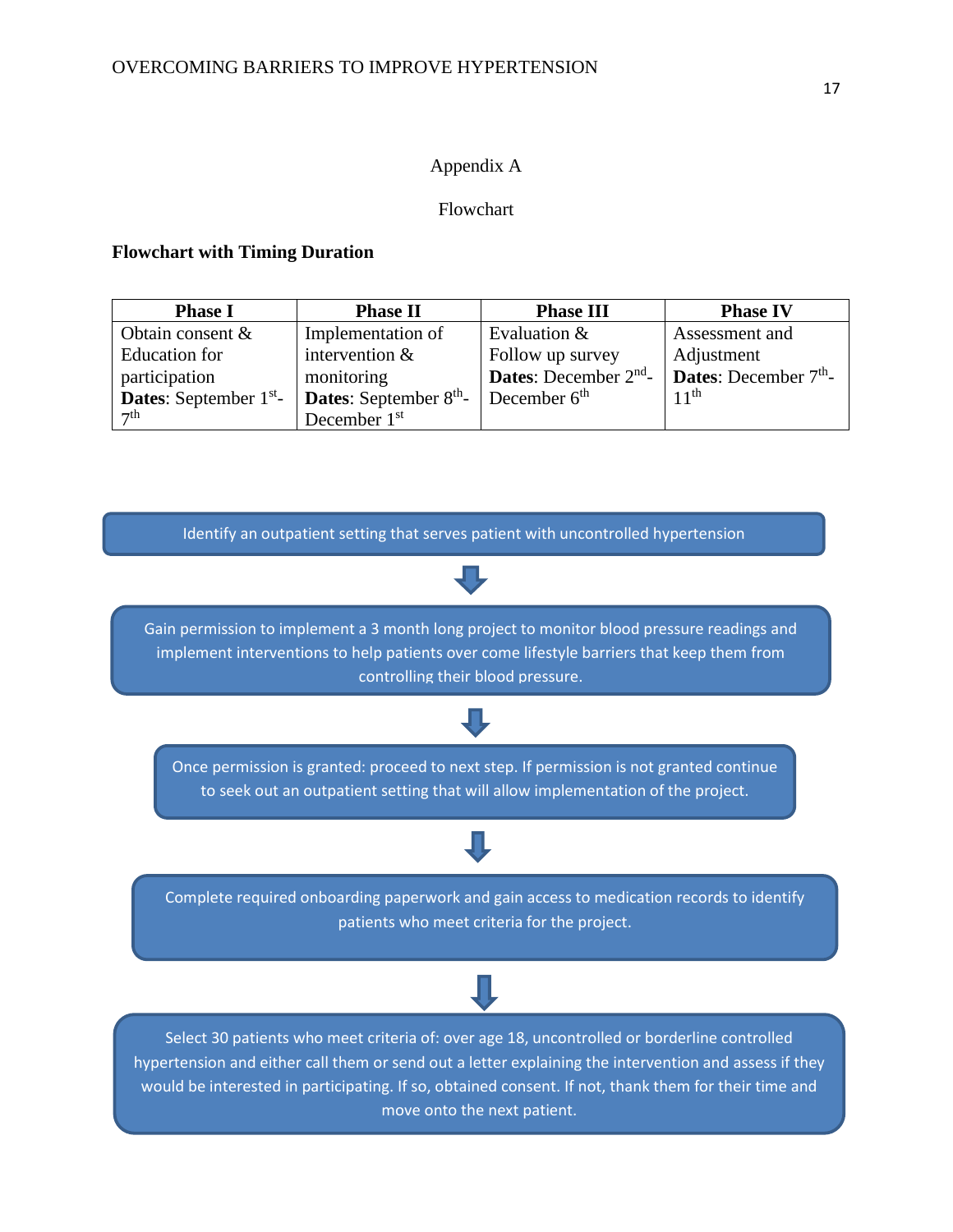## Appendix A

## Flowchart

**Flowchart with Timing Duration**

| Phase I | Phase II | Phase III | Phase IV |
|---|---|---|---|
| Obtain consent & Education for participation **Dates**: September 1st- 7th | Implementation of intervention & monitoring **Dates**: September 8th- December 1st | Evaluation & Follow up survey **Dates**: December 2nd- December 6th | Assessment and Adjustment **Dates**: December 7th- 11th |

Identify an outpatient setting that serves patient with uncontrolled hypertension

↓

Gain permission to implement a 3 month long project to monitor blood pressure readings and implement interventions to help patients over come lifestyle barriers that keep them from controlling their blood pressure.

↓

Once permission is granted: proceed to next step. If permission is not granted continue to seek out an outpatient setting that will allow implementation of the project.

↓

Complete required onboarding paperwork and gain access to medication records to identify patients who meet criteria for the project.

↓

Select 30 patients who meet criteria of: over age 18, uncontrolled or borderline controlled hypertension and either call them or send out a letter explaining the intervention and assess if they would be interested in participating. If so, obtained consent. If not, thank them for their time and move onto the next patient.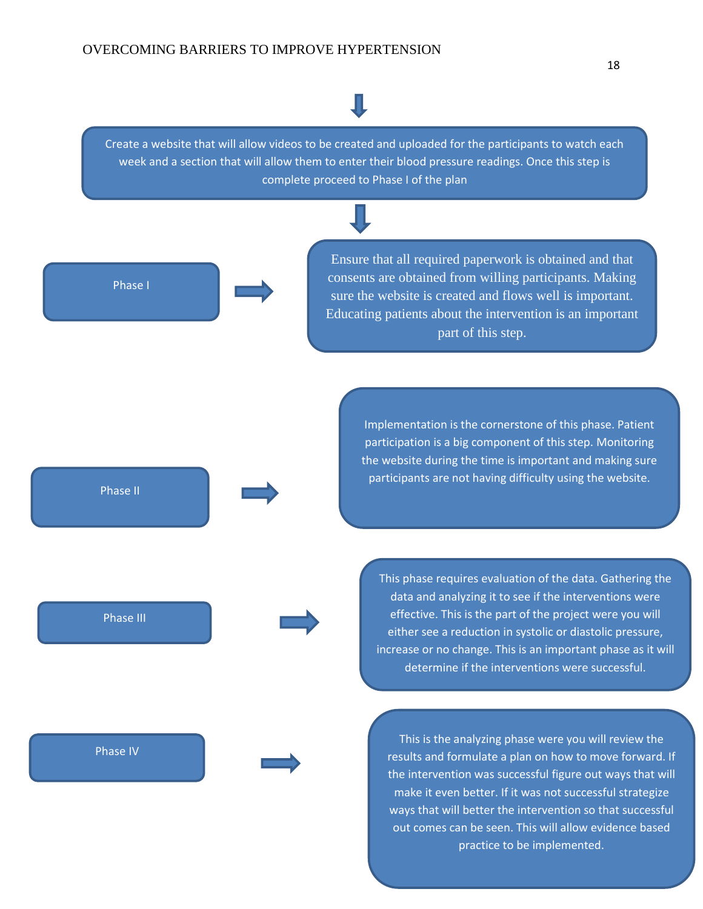Create a website that will allow videos to be created and uploaded for the participants to watch each week and a section that will allow them to enter their blood pressure readings. Once this step is complete proceed to Phase I of the plan

**Phase I**

Ensure that all required paperwork is obtained and that consents are obtained from willing participants. Making sure the website is created and flows well is important. Educating patients about the intervention is an important part of this step.

**Phase II**

Implementation is the cornerstone of this phase. Patient participation is a big component of this step. Monitoring the website during the time is important and making sure participants are not having difficulty using the website.

**Phase III**

This phase requires evaluation of the data. Gathering the data and analyzing it to see if the interventions were effective. This is the part of the project were you will either see a reduction in systolic or diastolic pressure, increase or no change. This is an important phase as it will determine if the interventions were successful.

**Phase IV**

This is the analyzing phase were you will review the results and formulate a plan on how to move forward. If the intervention was successful figure out ways that will make it even better. If it was not successful strategize ways that will better the intervention so that successful out comes can be seen. This will allow evidence based practice to be implemented.